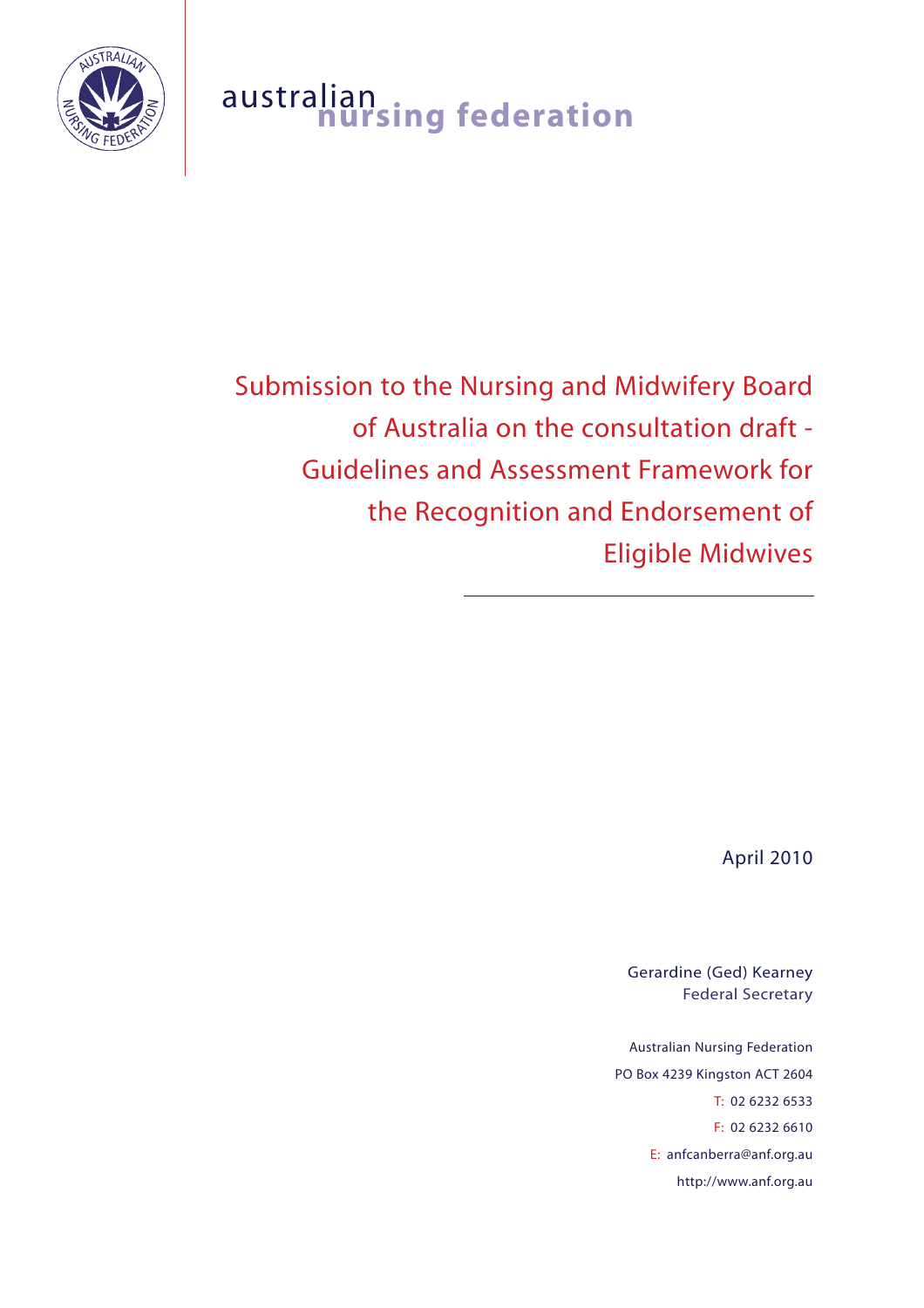australian nursing federation

# Submission to the Nursing and Midwifery Board of Australia on the consultation draft - Guidelines and Assessment Framework for the Recognition and Endorsement of Eligible Midwives

April 2010

Gerardine (Ged) Kearney
Federal Secretary

Australian Nursing Federation
PO Box 4239 Kingston ACT 2604
T: 02 6232 6533
F: 02 6232 6610
E: anfcanberra@anf.org.au
http://www.anf.org.au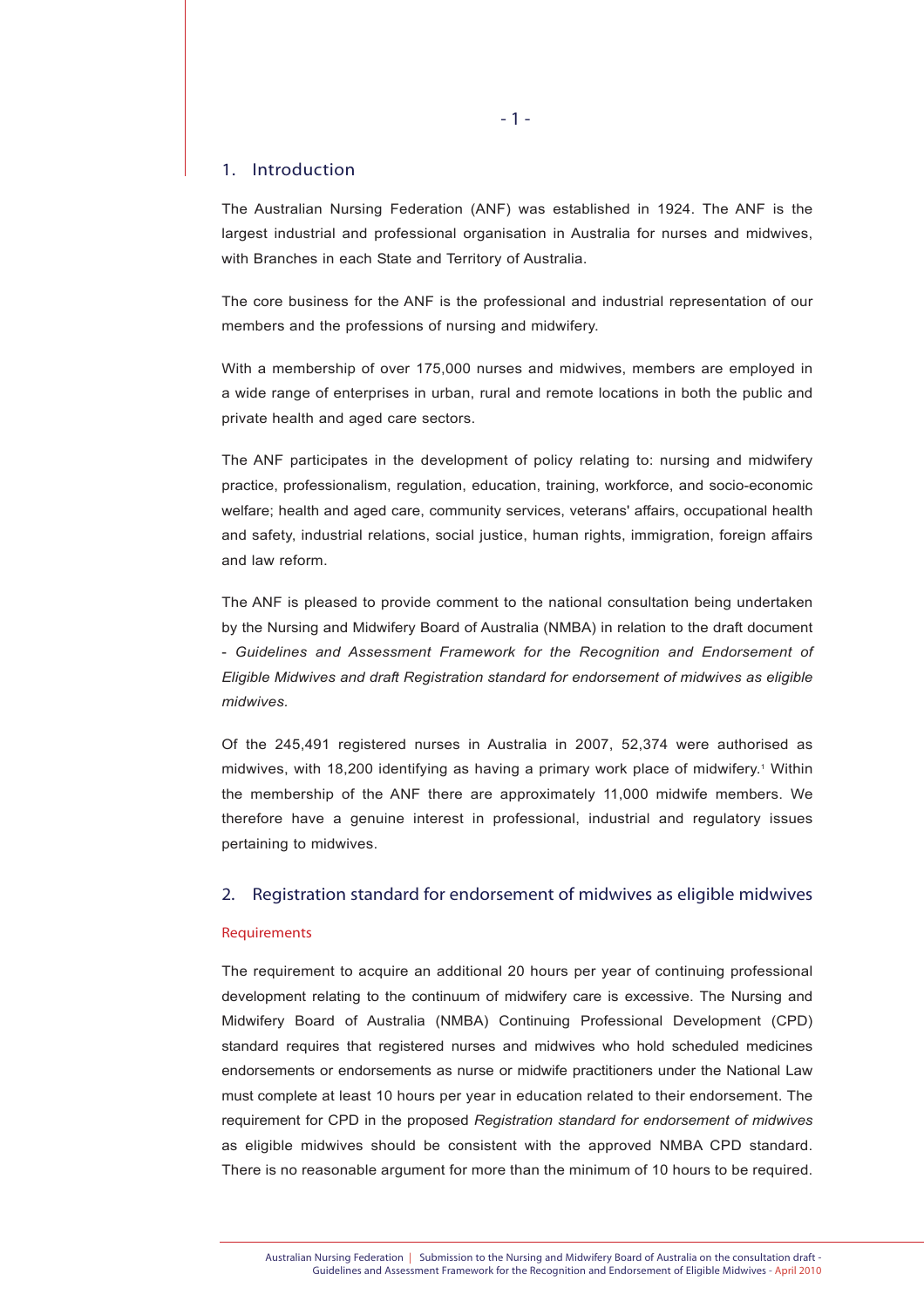## 1. Introduction

The Australian Nursing Federation (ANF) was established in 1924. The ANF is the largest industrial and professional organisation in Australia for nurses and midwives, with Branches in each State and Territory of Australia.

The core business for the ANF is the professional and industrial representation of our members and the professions of nursing and midwifery.

With a membership of over 175,000 nurses and midwives, members are employed in a wide range of enterprises in urban, rural and remote locations in both the public and private health and aged care sectors.

The ANF participates in the development of policy relating to: nursing and midwifery practice, professionalism, regulation, education, training, workforce, and socio-economic welfare; health and aged care, community services, veterans' affairs, occupational health and safety, industrial relations, social justice, human rights, immigration, foreign affairs and law reform.

The ANF is pleased to provide comment to the national consultation being undertaken by the Nursing and Midwifery Board of Australia (NMBA) in relation to the draft document - *Guidelines and Assessment Framework for the Recognition and Endorsement of Eligible Midwives and draft Registration standard for endorsement of midwives as eligible midwives.*

Of the 245,491 registered nurses in Australia in 2007, 52,374 were authorised as midwives, with 18,200 identifying as having a primary work place of midwifery.[1] Within the membership of the ANF there are approximately 11,000 midwife members. We therefore have a genuine interest in professional, industrial and regulatory issues pertaining to midwives.

## 2. Registration standard for endorsement of midwives as eligible midwives

### Requirements

The requirement to acquire an additional 20 hours per year of continuing professional development relating to the continuum of midwifery care is excessive. The Nursing and Midwifery Board of Australia (NMBA) Continuing Professional Development (CPD) standard requires that registered nurses and midwives who hold scheduled medicines endorsements or endorsements as nurse or midwife practitioners under the National Law must complete at least 10 hours per year in education related to their endorsement. The requirement for CPD in the proposed *Registration standard for endorsement of midwives* as eligible midwives should be consistent with the approved NMBA CPD standard. There is no reasonable argument for more than the minimum of 10 hours to be required.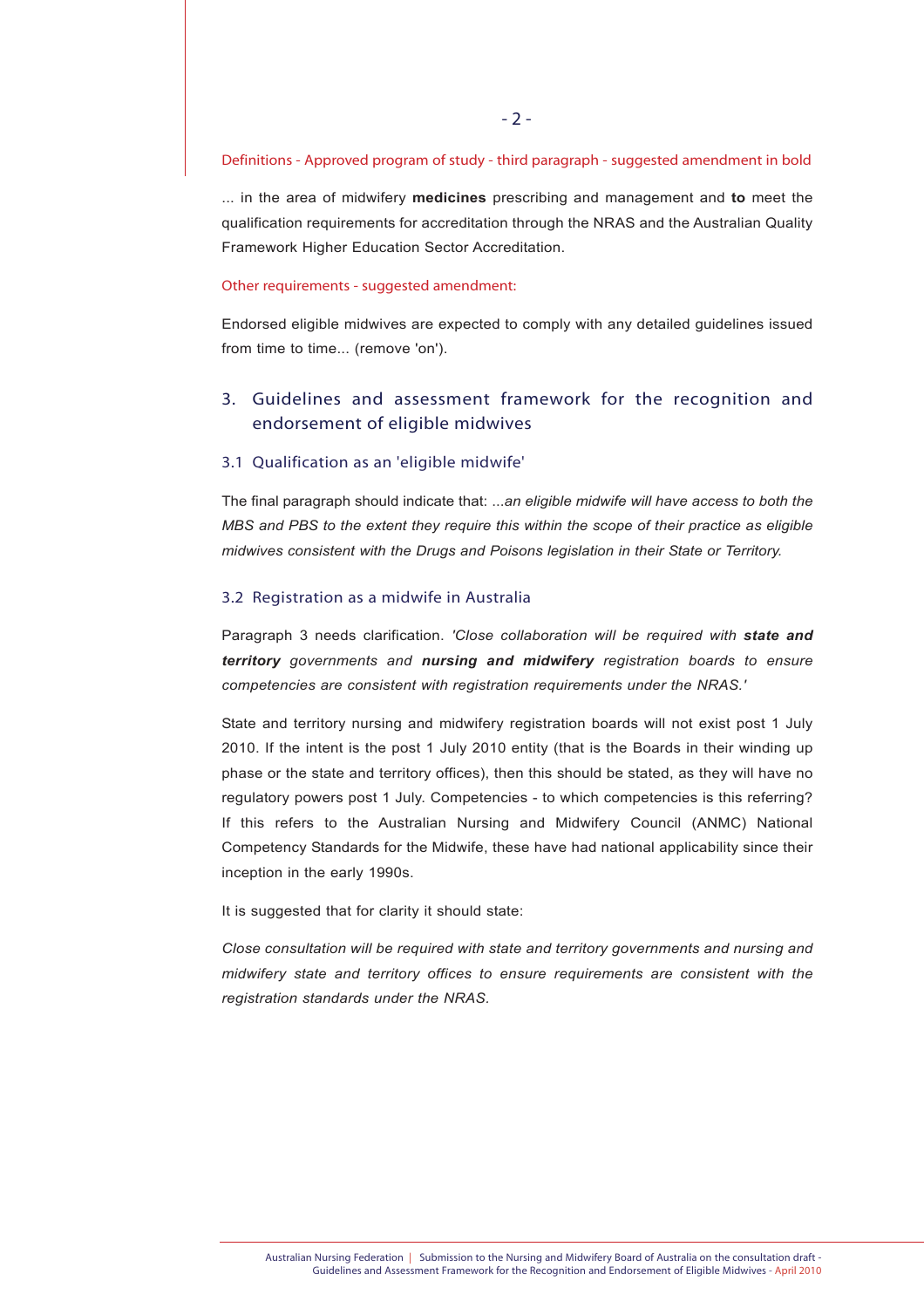Definitions - Approved program of study - third paragraph - suggested amendment in bold

... in the area of midwifery **medicines** prescribing and management and **to** meet the qualification requirements for accreditation through the NRAS and the Australian Quality Framework Higher Education Sector Accreditation.

Other requirements - suggested amendment:

Endorsed eligible midwives are expected to comply with any detailed guidelines issued from time to time... (remove 'on').

## 3. Guidelines and assessment framework for the recognition and endorsement of eligible midwives

### 3.1 Qualification as an 'eligible midwife'

The final paragraph should indicate that: *...an eligible midwife will have access to both the MBS and PBS to the extent they require this within the scope of their practice as eligible midwives consistent with the Drugs and Poisons legislation in their State or Territory.*

### 3.2 Registration as a midwife in Australia

Paragraph 3 needs clarification. *'Close collaboration will be required with* ***state and territory*** *governments and* ***nursing and midwifery*** *registration boards to ensure competencies are consistent with registration requirements under the NRAS.'*

State and territory nursing and midwifery registration boards will not exist post 1 July 2010. If the intent is the post 1 July 2010 entity (that is the Boards in their winding up phase or the state and territory offices), then this should be stated, as they will have no regulatory powers post 1 July. Competencies - to which competencies is this referring? If this refers to the Australian Nursing and Midwifery Council (ANMC) National Competency Standards for the Midwife, these have had national applicability since their inception in the early 1990s.

It is suggested that for clarity it should state:

*Close consultation will be required with state and territory governments and nursing and midwifery state and territory offices to ensure requirements are consistent with the registration standards under the NRAS.*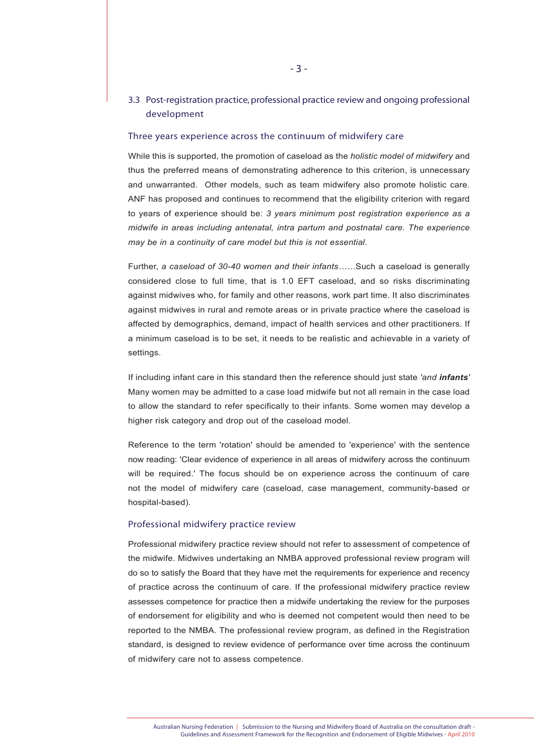## 3.3 Post-registration practice, professional practice review and ongoing professional development

### Three years experience across the continuum of midwifery care

While this is supported, the promotion of caseload as the *holistic model of midwifery* and thus the preferred means of demonstrating adherence to this criterion, is unnecessary and unwarranted. Other models, such as team midwifery also promote holistic care. ANF has proposed and continues to recommend that the eligibility criterion with regard to years of experience should be: *3 years minimum post registration experience as a midwife in areas including antenatal, intra partum and postnatal care. The experience may be in a continuity of care model but this is not essential.*

Further, *a caseload of 30-40 women and their infants*……Such a caseload is generally considered close to full time, that is 1.0 EFT caseload, and so risks discriminating against midwives who, for family and other reasons, work part time. It also discriminates against midwives in rural and remote areas or in private practice where the caseload is affected by demographics, demand, impact of health services and other practitioners. If a minimum caseload is to be set, it needs to be realistic and achievable in a variety of settings.

If including infant care in this standard then the reference should just state *'and **infants**'* Many women may be admitted to a case load midwife but not all remain in the case load to allow the standard to refer specifically to their infants. Some women may develop a higher risk category and drop out of the caseload model.

Reference to the term 'rotation' should be amended to 'experience' with the sentence now reading: 'Clear evidence of experience in all areas of midwifery across the continuum will be required.' The focus should be on experience across the continuum of care not the model of midwifery care (caseload, case management, community-based or hospital-based).

### Professional midwifery practice review

Professional midwifery practice review should not refer to assessment of competence of the midwife. Midwives undertaking an NMBA approved professional review program will do so to satisfy the Board that they have met the requirements for experience and recency of practice across the continuum of care. If the professional midwifery practice review assesses competence for practice then a midwife undertaking the review for the purposes of endorsement for eligibility and who is deemed not competent would then need to be reported to the NMBA. The professional review program, as defined in the Registration standard, is designed to review evidence of performance over time across the continuum of midwifery care not to assess competence.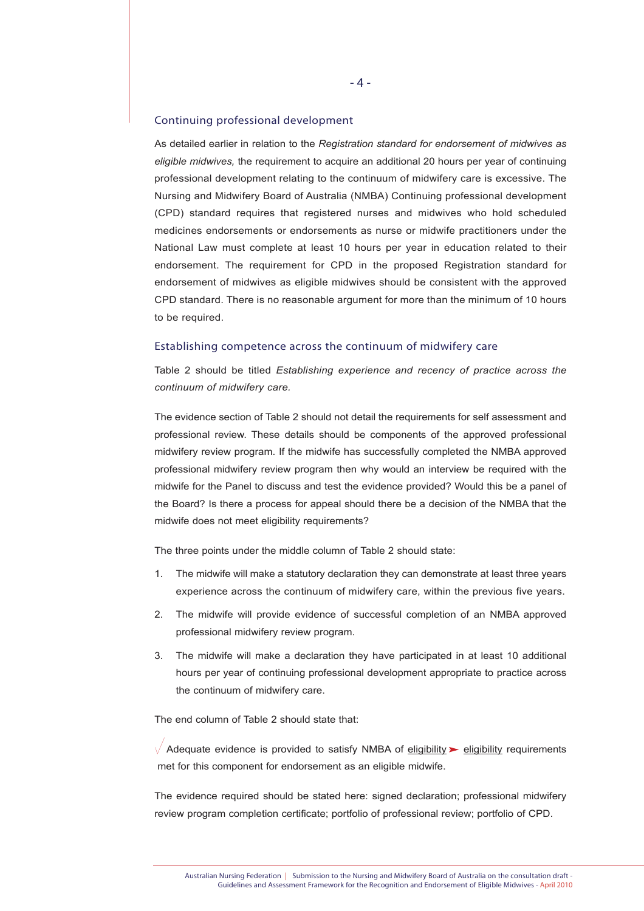## Continuing professional development

As detailed earlier in relation to the *Registration standard for endorsement of midwives as eligible midwives,* the requirement to acquire an additional 20 hours per year of continuing professional development relating to the continuum of midwifery care is excessive. The Nursing and Midwifery Board of Australia (NMBA) Continuing professional development (CPD) standard requires that registered nurses and midwives who hold scheduled medicines endorsements or endorsements as nurse or midwife practitioners under the National Law must complete at least 10 hours per year in education related to their endorsement. The requirement for CPD in the proposed Registration standard for endorsement of midwives as eligible midwives should be consistent with the approved CPD standard. There is no reasonable argument for more than the minimum of 10 hours to be required.

## Establishing competence across the continuum of midwifery care

Table 2 should be titled *Establishing experience and recency of practice across the continuum of midwifery care.*

The evidence section of Table 2 should not detail the requirements for self assessment and professional review. These details should be components of the approved professional midwifery review program. If the midwife has successfully completed the NMBA approved professional midwifery review program then why would an interview be required with the midwife for the Panel to discuss and test the evidence provided? Would this be a panel of the Board? Is there a process for appeal should there be a decision of the NMBA that the midwife does not meet eligibility requirements?

The three points under the middle column of Table 2 should state:

1. The midwife will make a statutory declaration they can demonstrate at least three years experience across the continuum of midwifery care, within the previous five years.
2. The midwife will provide evidence of successful completion of an NMBA approved professional midwifery review program.
3. The midwife will make a declaration they have participated in at least 10 additional hours per year of continuing professional development appropriate to practice across the continuum of midwifery care.

The end column of Table 2 should state that:

√ Adequate evidence is provided to satisfy NMBA of eligibility ➤ eligibility requirements met for this component for endorsement as an eligible midwife.

The evidence required should be stated here: signed declaration; professional midwifery review program completion certificate; portfolio of professional review; portfolio of CPD.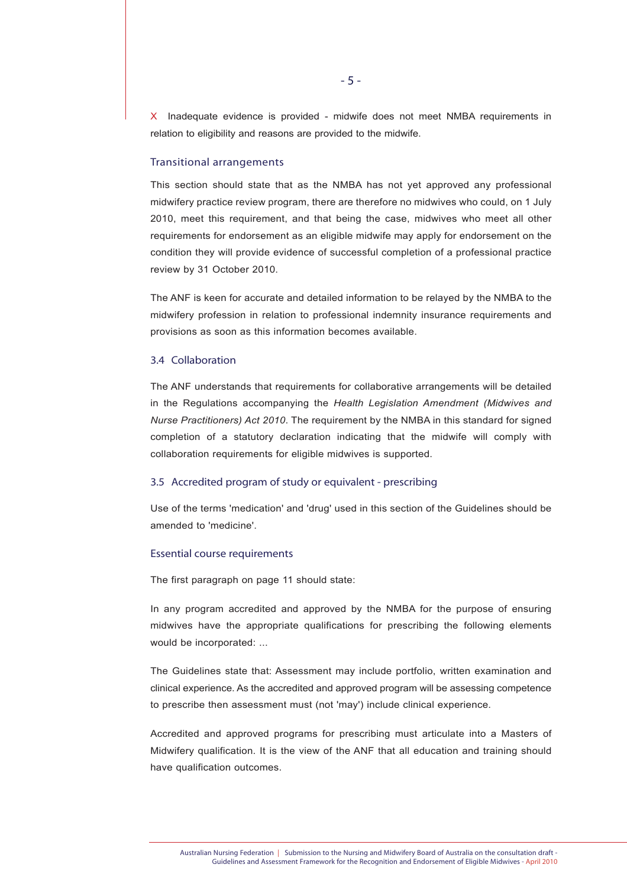X  Inadequate evidence is provided - midwife does not meet NMBA requirements in relation to eligibility and reasons are provided to the midwife.

### Transitional arrangements

This section should state that as the NMBA has not yet approved any professional midwifery practice review program, there are therefore no midwives who could, on 1 July 2010, meet this requirement, and that being the case, midwives who meet all other requirements for endorsement as an eligible midwife may apply for endorsement on the condition they will provide evidence of successful completion of a professional practice review by 31 October 2010.

The ANF is keen for accurate and detailed information to be relayed by the NMBA to the midwifery profession in relation to professional indemnity insurance requirements and provisions as soon as this information becomes available.

### 3.4 Collaboration

The ANF understands that requirements for collaborative arrangements will be detailed in the Regulations accompanying the *Health Legislation Amendment (Midwives and Nurse Practitioners) Act 2010*. The requirement by the NMBA in this standard for signed completion of a statutory declaration indicating that the midwife will comply with collaboration requirements for eligible midwives is supported.

### 3.5 Accredited program of study or equivalent - prescribing

Use of the terms 'medication' and 'drug' used in this section of the Guidelines should be amended to 'medicine'.

### Essential course requirements

The first paragraph on page 11 should state:

In any program accredited and approved by the NMBA for the purpose of ensuring midwives have the appropriate qualifications for prescribing the following elements would be incorporated: ...

The Guidelines state that: Assessment may include portfolio, written examination and clinical experience. As the accredited and approved program will be assessing competence to prescribe then assessment must (not 'may') include clinical experience.

Accredited and approved programs for prescribing must articulate into a Masters of Midwifery qualification. It is the view of the ANF that all education and training should have qualification outcomes.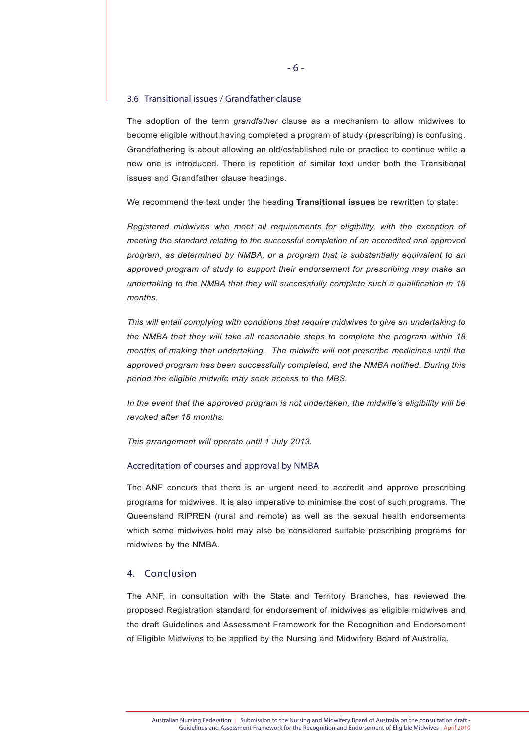### 3.6 Transitional issues / Grandfather clause

The adoption of the term *grandfather* clause as a mechanism to allow midwives to become eligible without having completed a program of study (prescribing) is confusing. Grandfathering is about allowing an old/established rule or practice to continue while a new one is introduced. There is repetition of similar text under both the Transitional issues and Grandfather clause headings.

We recommend the text under the heading **Transitional issues** be rewritten to state:

*Registered midwives who meet all requirements for eligibility, with the exception of meeting the standard relating to the successful completion of an accredited and approved program, as determined by NMBA, or a program that is substantially equivalent to an approved program of study to support their endorsement for prescribing may make an undertaking to the NMBA that they will successfully complete such a qualification in 18 months.*

*This will entail complying with conditions that require midwives to give an undertaking to the NMBA that they will take all reasonable steps to complete the program within 18 months of making that undertaking. The midwife will not prescribe medicines until the approved program has been successfully completed, and the NMBA notified. During this period the eligible midwife may seek access to the MBS.*

*In the event that the approved program is not undertaken, the midwife's eligibility will be revoked after 18 months.*

*This arrangement will operate until 1 July 2013.*

#### Accreditation of courses and approval by NMBA

The ANF concurs that there is an urgent need to accredit and approve prescribing programs for midwives. It is also imperative to minimise the cost of such programs. The Queensland RIPREN (rural and remote) as well as the sexual health endorsements which some midwives hold may also be considered suitable prescribing programs for midwives by the NMBA.

## 4. Conclusion

The ANF, in consultation with the State and Territory Branches, has reviewed the proposed Registration standard for endorsement of midwives as eligible midwives and the draft Guidelines and Assessment Framework for the Recognition and Endorsement of Eligible Midwives to be applied by the Nursing and Midwifery Board of Australia.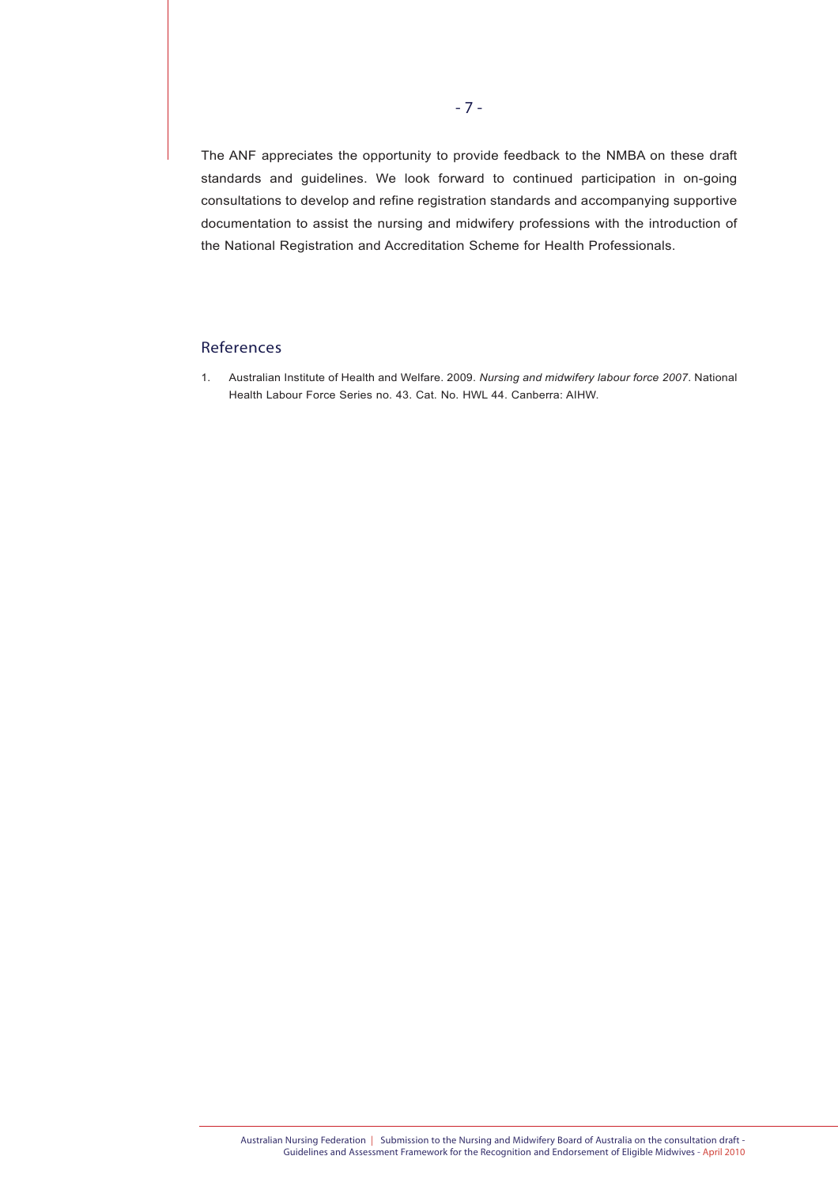The ANF appreciates the opportunity to provide feedback to the NMBA on these draft standards and guidelines. We look forward to continued participation in on-going consultations to develop and refine registration standards and accompanying supportive documentation to assist the nursing and midwifery professions with the introduction of the National Registration and Accreditation Scheme for Health Professionals.

## References

1. Australian Institute of Health and Welfare. 2009. *Nursing and midwifery labour force 2007*. National Health Labour Force Series no. 43. Cat. No. HWL 44. Canberra: AIHW.